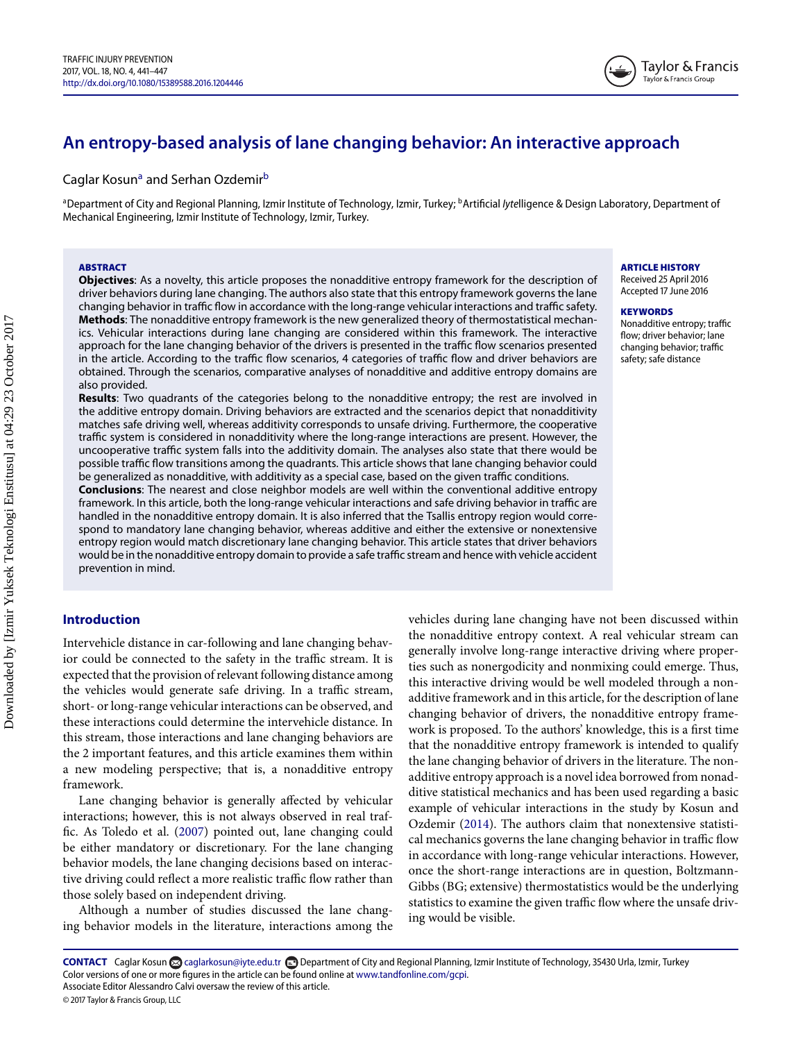# An entropy-based analysis of lane changing behavior: An interactive approach

Caglar Kosun[a] and Serhan Ozdemir[b]

[a]Department of City and Regional Planning, Izmir Institute of Technology, Izmir, Turkey; [b]Artificial *Iyte*lligence & Design Laboratory, Department of Mechanical Engineering, Izmir Institute of Technology, Izmir, Turkey.

**ARTICLE HISTORY**
Received 25 April 2016
Accepted 17 June 2016

**KEYWORDS**
Nonadditive entropy; traffic flow; driver behavior; lane changing behavior; traffic safety; safe distance

## ABSTRACT

**Objectives**: As a novelty, this article proposes the nonadditive entropy framework for the description of driver behaviors during lane changing. The authors also state that this entropy framework governs the lane changing behavior in traffic flow in accordance with the long-range vehicular interactions and traffic safety.

**Methods**: The nonadditive entropy framework is the new generalized theory of thermostatistical mechanics. Vehicular interactions during lane changing are considered within this framework. The interactive approach for the lane changing behavior of the drivers is presented in the traffic flow scenarios presented in the article. According to the traffic flow scenarios, 4 categories of traffic flow and driver behaviors are obtained. Through the scenarios, comparative analyses of nonadditive and additive entropy domains are also provided.

**Results**: Two quadrants of the categories belong to the nonadditive entropy; the rest are involved in the additive entropy domain. Driving behaviors are extracted and the scenarios depict that nonadditivity matches safe driving well, whereas additivity corresponds to unsafe driving. Furthermore, the cooperative traffic system is considered in nonadditivity where the long-range interactions are present. However, the uncooperative traffic system falls into the additivity domain. The analyses also state that there would be possible traffic flow transitions among the quadrants. This article shows that lane changing behavior could be generalized as nonadditive, with additivity as a special case, based on the given traffic conditions.

**Conclusions**: The nearest and close neighbor models are well within the conventional additive entropy framework. In this article, both the long-range vehicular interactions and safe driving behavior in traffic are handled in the nonadditive entropy domain. It is also inferred that the Tsallis entropy region would correspond to mandatory lane changing behavior, whereas additive and either the extensive or nonextensive entropy region would match discretionary lane changing behavior. This article states that driver behaviors would be in the nonadditive entropy domain to provide a safe traffic stream and hence with vehicle accident prevention in mind.

## Introduction

Intervehicle distance in car-following and lane changing behavior could be connected to the safety in the traffic stream. It is expected that the provision of relevant following distance among the vehicles would generate safe driving. In a traffic stream, short- or long-range vehicular interactions can be observed, and these interactions could determine the intervehicle distance. In this stream, those interactions and lane changing behaviors are the 2 important features, and this article examines them within a new modeling perspective; that is, a nonadditive entropy framework.

Lane changing behavior is generally affected by vehicular interactions; however, this is not always observed in real traffic. As Toledo et al. (2007) pointed out, lane changing could be either mandatory or discretionary. For the lane changing behavior models, the lane changing decisions based on interactive driving could reflect a more realistic traffic flow rather than those solely based on independent driving.

Although a number of studies discussed the lane changing behavior models in the literature, interactions among the vehicles during lane changing have not been discussed within the nonadditive entropy context. A real vehicular stream can generally involve long-range interactive driving where properties such as nonergodicity and nonmixing could emerge. Thus, this interactive driving would be well modeled through a nonadditive framework and in this article, for the description of lane changing behavior of drivers, the nonadditive entropy framework is proposed. To the authors' knowledge, this is a first time that the nonadditive entropy framework is intended to qualify the lane changing behavior of drivers in the literature. The nonadditive entropy approach is a novel idea borrowed from nonadditive statistical mechanics and has been used regarding a basic example of vehicular interactions in the study by Kosun and Ozdemir (2014). The authors claim that nonextensive statistical mechanics governs the lane changing behavior in traffic flow in accordance with long-range vehicular interactions. However, once the short-range interactions are in question, Boltzmann-Gibbs (BG; extensive) thermostatistics would be the underlying statistics to examine the given traffic flow where the unsafe driving would be visible.

**CONTACT** Caglar Kosun caglarkosun@iyte.edu.tr Department of City and Regional Planning, Izmir Institute of Technology, 35430 Urla, Izmir, Turkey
Color versions of one or more figures in the article can be found online at www.tandfonline.com/gcpi.
Associate Editor Alessandro Calvi oversaw the review of this article.
© 2017 Taylor & Francis Group, LLC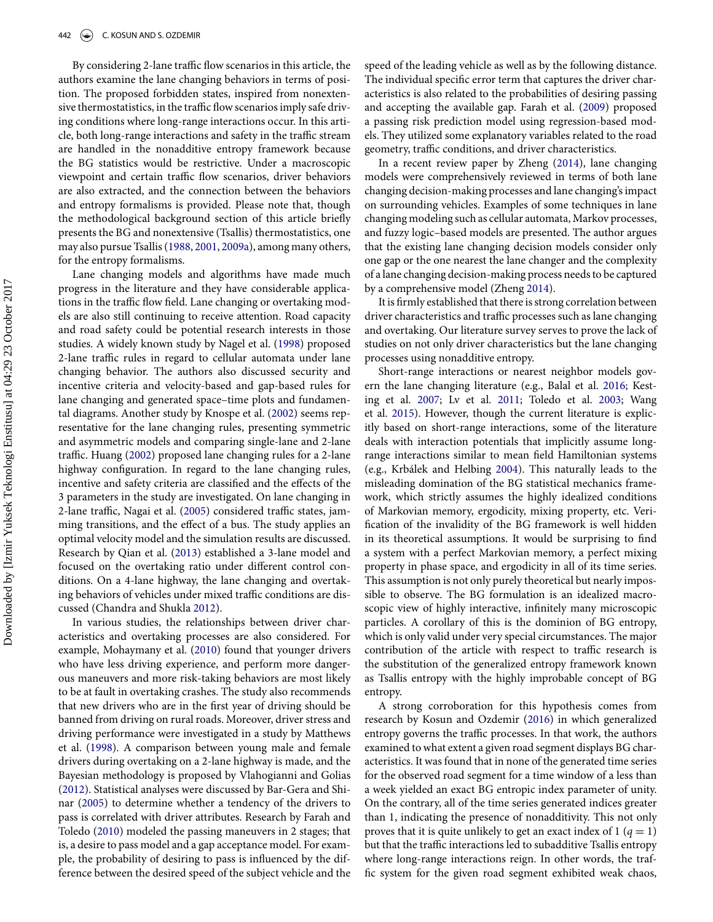By considering 2-lane traffic flow scenarios in this article, the authors examine the lane changing behaviors in terms of position. The proposed forbidden states, inspired from nonextensive thermostatistics, in the traffic flow scenarios imply safe driving conditions where long-range interactions occur. In this article, both long-range interactions and safety in the traffic stream are handled in the nonadditive entropy framework because the BG statistics would be restrictive. Under a macroscopic viewpoint and certain traffic flow scenarios, driver behaviors are also extracted, and the connection between the behaviors and entropy formalisms is provided. Please note that, though the methodological background section of this article briefly presents the BG and nonextensive (Tsallis) thermostatistics, one may also pursue Tsallis (1988, 2001, 2009a), among many others, for the entropy formalisms.

Lane changing models and algorithms have made much progress in the literature and they have considerable applications in the traffic flow field. Lane changing or overtaking models are also still continuing to receive attention. Road capacity and road safety could be potential research interests in those studies. A widely known study by Nagel et al. (1998) proposed 2-lane traffic rules in regard to cellular automata under lane changing behavior. The authors also discussed security and incentive criteria and velocity-based and gap-based rules for lane changing and generated space–time plots and fundamental diagrams. Another study by Knospe et al. (2002) seems representative for the lane changing rules, presenting symmetric and asymmetric models and comparing single-lane and 2-lane traffic. Huang (2002) proposed lane changing rules for a 2-lane highway configuration. In regard to the lane changing rules, incentive and safety criteria are classified and the effects of the 3 parameters in the study are investigated. On lane changing in 2-lane traffic, Nagai et al. (2005) considered traffic states, jamming transitions, and the effect of a bus. The study applies an optimal velocity model and the simulation results are discussed. Research by Qian et al. (2013) established a 3-lane model and focused on the overtaking ratio under different control conditions. On a 4-lane highway, the lane changing and overtaking behaviors of vehicles under mixed traffic conditions are discussed (Chandra and Shukla 2012).

In various studies, the relationships between driver characteristics and overtaking processes are also considered. For example, Mohaymany et al. (2010) found that younger drivers who have less driving experience, and perform more dangerous maneuvers and more risk-taking behaviors are most likely to be at fault in overtaking crashes. The study also recommends that new drivers who are in the first year of driving should be banned from driving on rural roads. Moreover, driver stress and driving performance were investigated in a study by Matthews et al. (1998). A comparison between young male and female drivers during overtaking on a 2-lane highway is made, and the Bayesian methodology is proposed by Vlahogianni and Golias (2012). Statistical analyses were discussed by Bar-Gera and Shinar (2005) to determine whether a tendency of the drivers to pass is correlated with driver attributes. Research by Farah and Toledo (2010) modeled the passing maneuvers in 2 stages; that is, a desire to pass model and a gap acceptance model. For example, the probability of desiring to pass is influenced by the difference between the desired speed of the subject vehicle and the speed of the leading vehicle as well as by the following distance. The individual specific error term that captures the driver characteristics is also related to the probabilities of desiring passing and accepting the available gap. Farah et al. (2009) proposed a passing risk prediction model using regression-based models. They utilized some explanatory variables related to the road geometry, traffic conditions, and driver characteristics.

In a recent review paper by Zheng (2014), lane changing models were comprehensively reviewed in terms of both lane changing decision-making processes and lane changing's impact on surrounding vehicles. Examples of some techniques in lane changing modeling such as cellular automata, Markov processes, and fuzzy logic–based models are presented. The author argues that the existing lane changing decision models consider only one gap or the one nearest the lane changer and the complexity of a lane changing decision-making process needs to be captured by a comprehensive model (Zheng 2014).

It is firmly established that there is strong correlation between driver characteristics and traffic processes such as lane changing and overtaking. Our literature survey serves to prove the lack of studies on not only driver characteristics but the lane changing processes using nonadditive entropy.

Short-range interactions or nearest neighbor models govern the lane changing literature (e.g., Balal et al. 2016; Kesting et al. 2007; Lv et al. 2011; Toledo et al. 2003; Wang et al. 2015). However, though the current literature is explicitly based on short-range interactions, some of the literature deals with interaction potentials that implicitly assume long-range interactions similar to mean field Hamiltonian systems (e.g., Krbálek and Helbing 2004). This naturally leads to the misleading domination of the BG statistical mechanics framework, which strictly assumes the highly idealized conditions of Markovian memory, ergodicity, mixing property, etc. Verification of the invalidity of the BG framework is well hidden in its theoretical assumptions. It would be surprising to find a system with a perfect Markovian memory, a perfect mixing property in phase space, and ergodicity in all of its time series. This assumption is not only purely theoretical but nearly impossible to observe. The BG formulation is an idealized macroscopic view of highly interactive, infinitely many microscopic particles. A corollary of this is the dominion of BG entropy, which is only valid under very special circumstances. The major contribution of the article with respect to traffic research is the substitution of the generalized entropy framework known as Tsallis entropy with the highly improbable concept of BG entropy.

A strong corroboration for this hypothesis comes from research by Kosun and Ozdemir (2016) in which generalized entropy governs the traffic processes. In that work, the authors examined to what extent a given road segment displays BG characteristics. It was found that in none of the generated time series for the observed road segment for a time window of a less than a week yielded an exact BG entropic index parameter of unity. On the contrary, all of the time series generated indices greater than 1, indicating the presence of nonadditivity. This not only proves that it is quite unlikely to get an exact index of 1 ($q = 1$) but that the traffic interactions led to subadditive Tsallis entropy where long-range interactions reign. In other words, the traffic system for the given road segment exhibited weak chaos,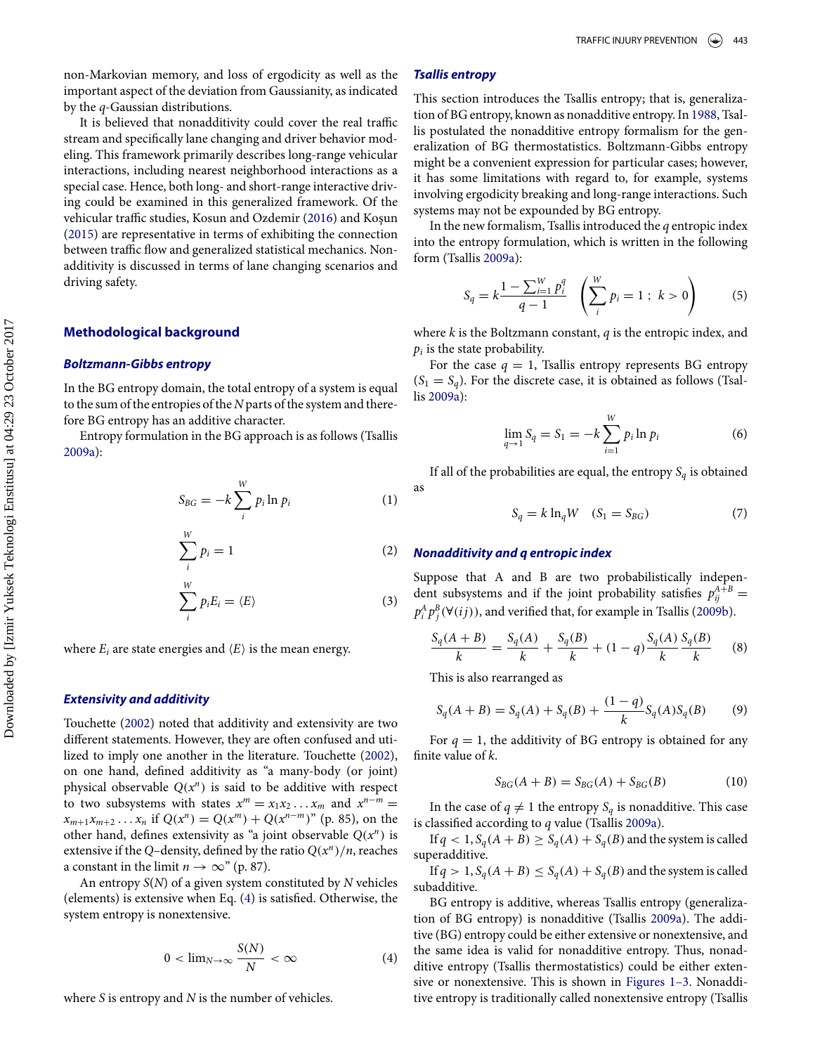non-Markovian memory, and loss of ergodicity as well as the important aspect of the deviation from Gaussianity, as indicated by the $q$-Gaussian distributions.

It is believed that nonadditivity could cover the real traffic stream and specifically lane changing and driver behavior modeling. This framework primarily describes long-range vehicular interactions, including nearest neighborhood interactions as a special case. Hence, both long- and short-range interactive driving could be examined in this generalized framework. Of the vehicular traffic studies, Kosun and Ozdemir (2016) and Koşun (2015) are representative in terms of exhibiting the connection between traffic flow and generalized statistical mechanics. Nonadditivity is discussed in terms of lane changing scenarios and driving safety.

## Methodological background

### Boltzmann-Gibbs entropy

In the BG entropy domain, the total entropy of a system is equal to the sum of the entropies of the $N$ parts of the system and therefore BG entropy has an additive character.

Entropy formulation in the BG approach is as follows (Tsallis 2009a):

$$S_{BG} = -k \sum_{i}^{W} p_i \ln p_i \tag{1}$$

$$\sum_{i}^{W} p_i = 1 \tag{2}$$

$$\sum_{i}^{W} p_i E_i = \langle E \rangle \tag{3}$$

where $E_i$ are state energies and $\langle E \rangle$ is the mean energy.

### Extensivity and additivity

Touchette (2002) noted that additivity and extensivity are two different statements. However, they are often confused and utilized to imply one another in the literature. Touchette (2002), on one hand, defined additivity as "a many-body (or joint) physical observable $Q(x^n)$ is said to be additive with respect to two subsystems with states $x^m = x_1 x_2 \ldots x_m$ and $x^{n-m} = x_{m+1} x_{m+2} \ldots x_n$ if $Q(x^n) = Q(x^m) + Q(x^{n-m})$" (p. 85), on the other hand, defines extensivity as "a joint observable $Q(x^n)$ is extensive if the $Q$–density, defined by the ratio $Q(x^n)/n$, reaches a constant in the limit $n \to \infty$" (p. 87).

An entropy $S(N)$ of a given system constituted by $N$ vehicles (elements) is extensive when Eq. (4) is satisfied. Otherwise, the system entropy is nonextensive.

$$0 < \lim_{N \to \infty} \frac{S(N)}{N} < \infty \tag{4}$$

where $S$ is entropy and $N$ is the number of vehicles.

### Tsallis entropy

This section introduces the Tsallis entropy; that is, generalization of BG entropy, known as nonadditive entropy. In 1988, Tsallis postulated the nonadditive entropy formalism for the generalization of BG thermostatistics. Boltzmann-Gibbs entropy might be a convenient expression for particular cases; however, it has some limitations with regard to, for example, systems involving ergodicity breaking and long-range interactions. Such systems may not be expounded by BG entropy.

In the new formalism, Tsallis introduced the $q$ entropic index into the entropy formulation, which is written in the following form (Tsallis 2009a):

$$S_q = k \frac{1 - \sum_{i=1}^{W} p_i^q}{q - 1} \quad \left( \sum_{i}^{W} p_i = 1 \; ; \; k > 0 \right) \tag{5}$$

where $k$ is the Boltzmann constant, $q$ is the entropic index, and $p_i$ is the state probability.

For the case $q = 1$, Tsallis entropy represents BG entropy ($S_1 = S_q$). For the discrete case, it is obtained as follows (Tsallis 2009a):

$$\lim_{q \to 1} S_q = S_1 = -k \sum_{i=1}^{W} p_i \ln p_i \tag{6}$$

If all of the probabilities are equal, the entropy $S_q$ is obtained as

$$S_q = k \ln_q W \quad (S_1 = S_{BG}) \tag{7}$$

### Nonadditivity and q entropic index

Suppose that A and B are two probabilistically independent subsystems and if the joint probability satisfies $p_{ij}^{A+B} = p_i^A p_j^B (\forall (ij))$, and verified that, for example in Tsallis (2009b).

$$\frac{S_q(A+B)}{k} = \frac{S_q(A)}{k} + \frac{S_q(B)}{k} + (1-q) \frac{S_q(A)}{k} \frac{S_q(B)}{k} \tag{8}$$

This is also rearranged as

$$S_q(A+B) = S_q(A) + S_q(B) + \frac{(1-q)}{k} S_q(A) S_q(B) \tag{9}$$

For $q = 1$, the additivity of BG entropy is obtained for any finite value of $k$.

$$S_{BG}(A+B) = S_{BG}(A) + S_{BG}(B) \tag{10}$$

In the case of $q \neq 1$ the entropy $S_q$ is nonadditive. This case is classified according to $q$ value (Tsallis 2009a).

If $q < 1, S_q(A+B) \geq S_q(A) + S_q(B)$ and the system is called superadditive.

If $q > 1, S_q(A+B) \leq S_q(A) + S_q(B)$ and the system is called subadditive.

BG entropy is additive, whereas Tsallis entropy (generalization of BG entropy) is nonadditive (Tsallis 2009a). The additive (BG) entropy could be either extensive or nonextensive, and the same idea is valid for nonadditive entropy. Thus, nonadditive entropy (Tsallis thermostatistics) could be either extensive or nonextensive. This is shown in Figures 1–3. Nonadditive entropy is traditionally called nonextensive entropy (Tsallis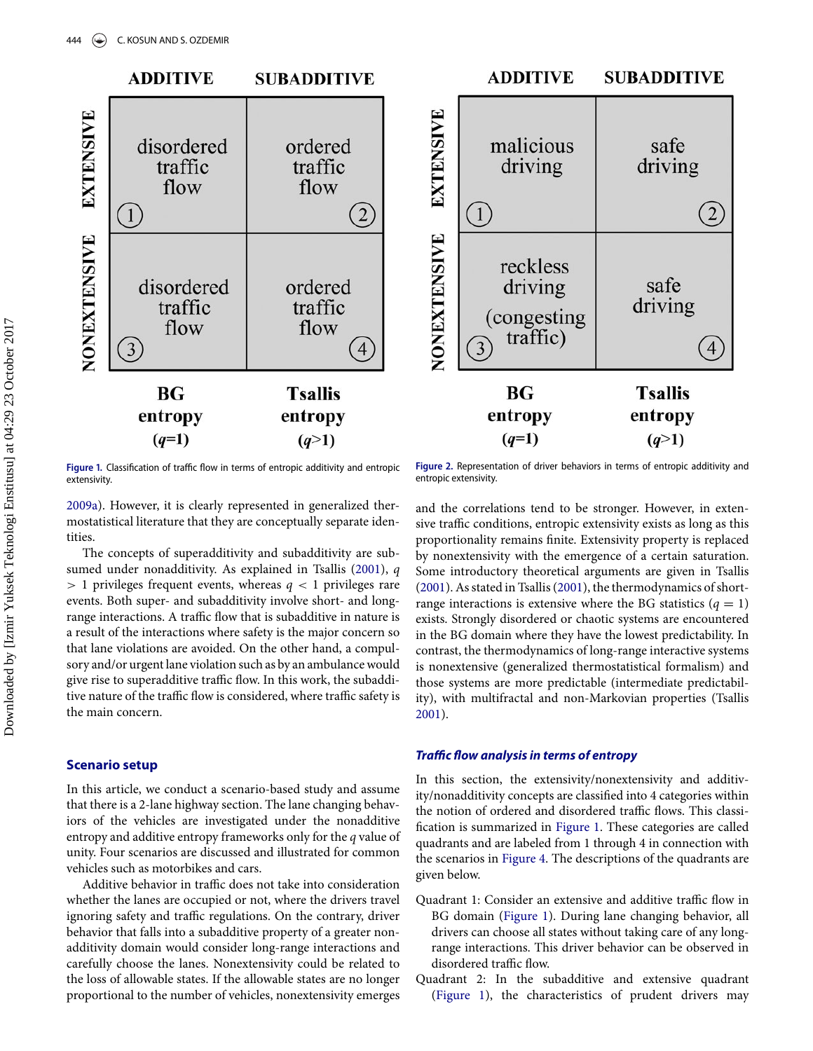| | ADDITIVE | SUBADDITIVE |
|---|---|---|
| EXTENSIVE | disordered traffic flow (1) | ordered traffic flow (2) |
| NONEXTENSIVE | disordered traffic flow (3) | ordered traffic flow (4) |
| | BG entropy ($q$=1) | Tsallis entropy ($q$>1) |

**Figure 1.** Classification of traffic flow in terms of entropic additivity and entropic extensivity.

| | ADDITIVE | SUBADDITIVE |
|---|---|---|
| EXTENSIVE | malicious driving (1) | safe driving (2) |
| NONEXTENSIVE | reckless driving (congesting traffic) (3) | safe driving (4) |
| | BG entropy ($q$=1) | Tsallis entropy ($q$>1) |

**Figure 2.** Representation of driver behaviors in terms of entropic additivity and entropic extensivity.

2009a). However, it is clearly represented in generalized thermostatistical literature that they are conceptually separate identities.

The concepts of superadditivity and subadditivity are subsumed under nonadditivity. As explained in Tsallis (2001), $q > 1$ privileges frequent events, whereas $q < 1$ privileges rare events. Both super- and subadditivity involve short- and long-range interactions. A traffic flow that is subadditive in nature is a result of the interactions where safety is the major concern so that lane violations are avoided. On the other hand, a compulsory and/or urgent lane violation such as by an ambulance would give rise to superadditive traffic flow. In this work, the subadditive nature of the traffic flow is considered, where traffic safety is the main concern.

## Scenario setup

In this article, we conduct a scenario-based study and assume that there is a 2-lane highway section. The lane changing behaviors of the vehicles are investigated under the nonadditive entropy and additive entropy frameworks only for the $q$ value of unity. Four scenarios are discussed and illustrated for common vehicles such as motorbikes and cars.

Additive behavior in traffic does not take into consideration whether the lanes are occupied or not, where the drivers travel ignoring safety and traffic regulations. On the contrary, driver behavior that falls into a subadditive property of a greater nonadditivity domain would consider long-range interactions and carefully choose the lanes. Nonextensivity could be related to the loss of allowable states. If the allowable states are no longer proportional to the number of vehicles, nonextensivity emerges and the correlations tend to be stronger. However, in extensive traffic conditions, entropic extensivity exists as long as this proportionality remains finite. Extensivity property is replaced by nonextensivity with the emergence of a certain saturation. Some introductory theoretical arguments are given in Tsallis (2001). As stated in Tsallis (2001), the thermodynamics of short-range interactions is extensive where the BG statistics ($q = 1$) exists. Strongly disordered or chaotic systems are encountered in the BG domain where they have the lowest predictability. In contrast, the thermodynamics of long-range interactive systems is nonextensive (generalized thermostatistical formalism) and those systems are more predictable (intermediate predictability), with multifractal and non-Markovian properties (Tsallis 2001).

### *Traffic flow analysis in terms of entropy*

In this section, the extensivity/nonextensivity and additivity/nonadditivity concepts are classified into 4 categories within the notion of ordered and disordered traffic flows. This classification is summarized in Figure 1. These categories are called quadrants and are labeled from 1 through 4 in connection with the scenarios in Figure 4. The descriptions of the quadrants are given below.

Quadrant 1: Consider an extensive and additive traffic flow in BG domain (Figure 1). During lane changing behavior, all drivers can choose all states without taking care of any long-range interactions. This driver behavior can be observed in disordered traffic flow.

Quadrant 2: In the subadditive and extensive quadrant (Figure 1), the characteristics of prudent drivers may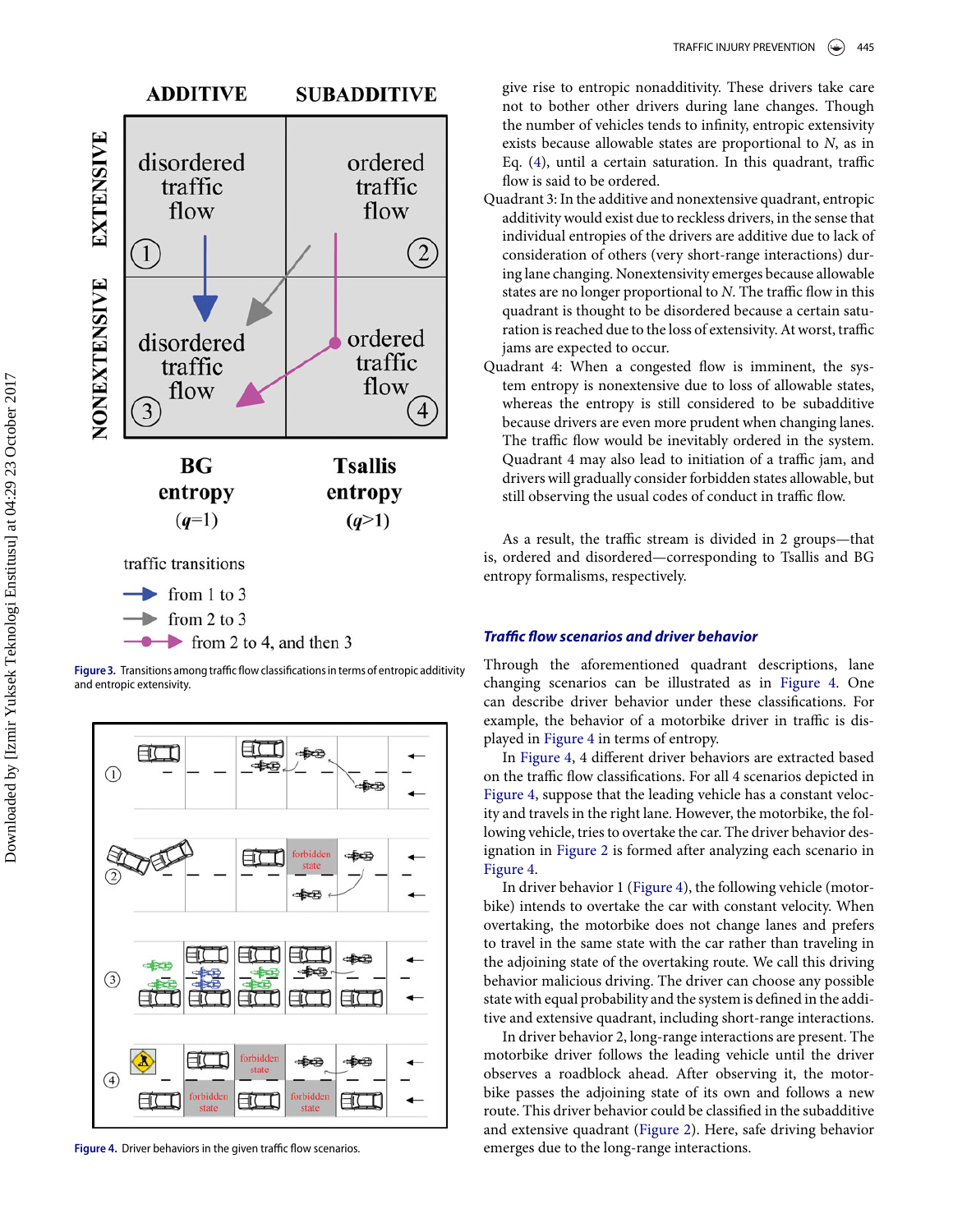Figure 3. Transitions among traffic flow classifications in terms of entropic additivity and entropic extensivity.

Figure 4. Driver behaviors in the given traffic flow scenarios.

give rise to entropic nonadditivity. These drivers take care not to bother other drivers during lane changes. Though the number of vehicles tends to infinity, entropic extensivity exists because allowable states are proportional to $N$, as in Eq. (4), until a certain saturation. In this quadrant, traffic flow is said to be ordered.

Quadrant 3: In the additive and nonextensive quadrant, entropic additivity would exist due to reckless drivers, in the sense that individual entropies of the drivers are additive due to lack of consideration of others (very short-range interactions) during lane changing. Nonextensivity emerges because allowable states are no longer proportional to $N$. The traffic flow in this quadrant is thought to be disordered because a certain saturation is reached due to the loss of extensivity. At worst, traffic jams are expected to occur.

Quadrant 4: When a congested flow is imminent, the system entropy is nonextensive due to loss of allowable states, whereas the entropy is still considered to be subadditive because drivers are even more prudent when changing lanes. The traffic flow would be inevitably ordered in the system. Quadrant 4 may also lead to initiation of a traffic jam, and drivers will gradually consider forbidden states allowable, but still observing the usual codes of conduct in traffic flow.

As a result, the traffic stream is divided in 2 groups—that is, ordered and disordered—corresponding to Tsallis and BG entropy formalisms, respectively.

### *Traffic flow scenarios and driver behavior*

Through the aforementioned quadrant descriptions, lane changing scenarios can be illustrated as in Figure 4. One can describe driver behavior under these classifications. For example, the behavior of a motorbike driver in traffic is displayed in Figure 4 in terms of entropy.

In Figure 4, 4 different driver behaviors are extracted based on the traffic flow classifications. For all 4 scenarios depicted in Figure 4, suppose that the leading vehicle has a constant velocity and travels in the right lane. However, the motorbike, the following vehicle, tries to overtake the car. The driver behavior designation in Figure 2 is formed after analyzing each scenario in Figure 4.

In driver behavior 1 (Figure 4), the following vehicle (motorbike) intends to overtake the car with constant velocity. When overtaking, the motorbike does not change lanes and prefers to travel in the same state with the car rather than traveling in the adjoining state of the overtaking route. We call this driving behavior malicious driving. The driver can choose any possible state with equal probability and the system is defined in the additive and extensive quadrant, including short-range interactions.

In driver behavior 2, long-range interactions are present. The motorbike driver follows the leading vehicle until the driver observes a roadblock ahead. After observing it, the motorbike passes the adjoining state of its own and follows a new route. This driver behavior could be classified in the subadditive and extensive quadrant (Figure 2). Here, safe driving behavior emerges due to the long-range interactions.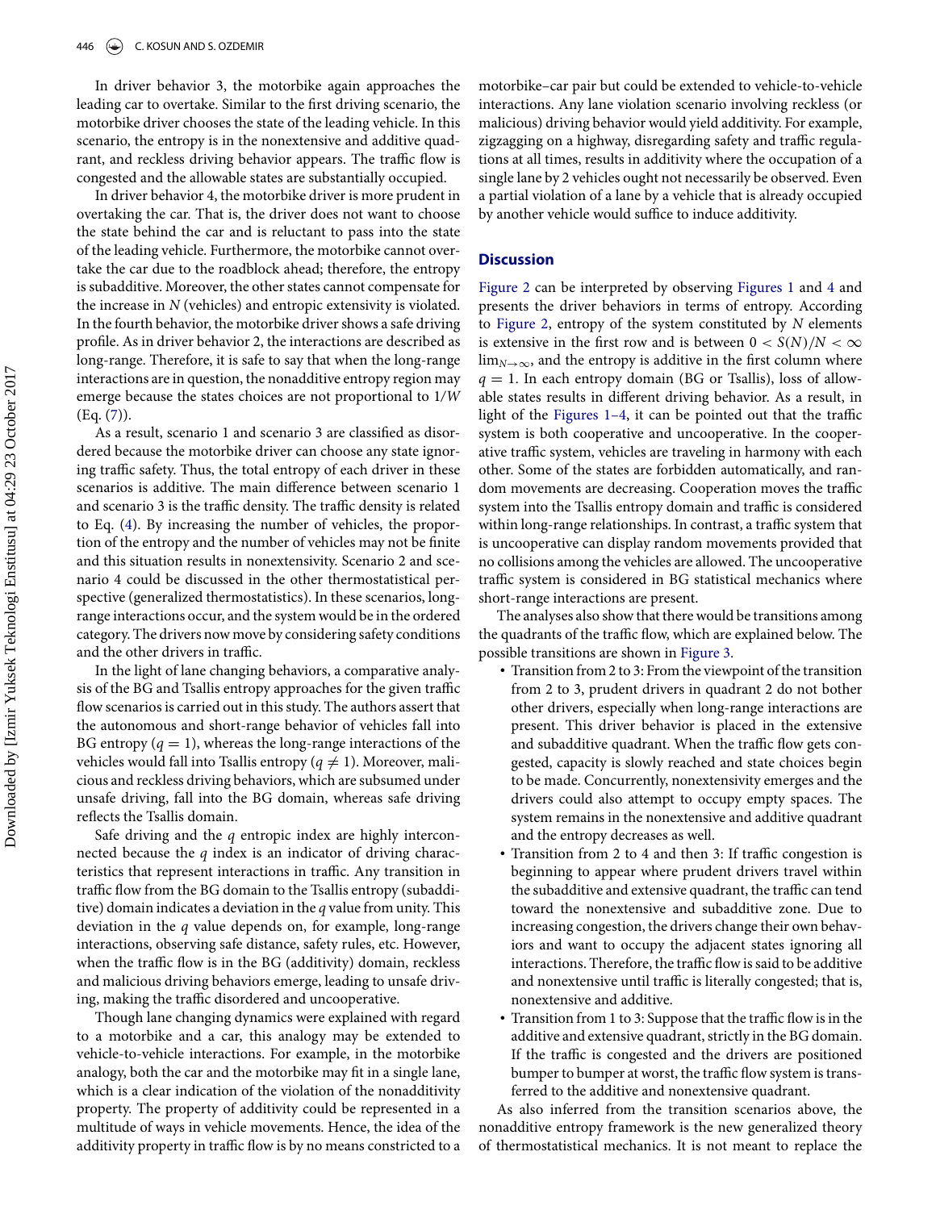In driver behavior 3, the motorbike again approaches the leading car to overtake. Similar to the first driving scenario, the motorbike driver chooses the state of the leading vehicle. In this scenario, the entropy is in the nonextensive and additive quadrant, and reckless driving behavior appears. The traffic flow is congested and the allowable states are substantially occupied.

In driver behavior 4, the motorbike driver is more prudent in overtaking the car. That is, the driver does not want to choose the state behind the car and is reluctant to pass into the state of the leading vehicle. Furthermore, the motorbike cannot overtake the car due to the roadblock ahead; therefore, the entropy is subadditive. Moreover, the other states cannot compensate for the increase in $N$ (vehicles) and entropic extensivity is violated. In the fourth behavior, the motorbike driver shows a safe driving profile. As in driver behavior 2, the interactions are described as long-range. Therefore, it is safe to say that when the long-range interactions are in question, the nonadditive entropy region may emerge because the states choices are not proportional to $1/W$ (Eq. (7)).

As a result, scenario 1 and scenario 3 are classified as disordered because the motorbike driver can choose any state ignoring traffic safety. Thus, the total entropy of each driver in these scenarios is additive. The main difference between scenario 1 and scenario 3 is the traffic density. The traffic density is related to Eq. (4). By increasing the number of vehicles, the proportion of the entropy and the number of vehicles may not be finite and this situation results in nonextensivity. Scenario 2 and scenario 4 could be discussed in the other thermostatistical perspective (generalized thermostatistics). In these scenarios, long-range interactions occur, and the system would be in the ordered category. The drivers now move by considering safety conditions and the other drivers in traffic.

In the light of lane changing behaviors, a comparative analysis of the BG and Tsallis entropy approaches for the given traffic flow scenarios is carried out in this study. The authors assert that the autonomous and short-range behavior of vehicles fall into BG entropy ($q = 1$), whereas the long-range interactions of the vehicles would fall into Tsallis entropy ($q \neq 1$). Moreover, malicious and reckless driving behaviors, which are subsumed under unsafe driving, fall into the BG domain, whereas safe driving reflects the Tsallis domain.

Safe driving and the $q$ entropic index are highly interconnected because the $q$ index is an indicator of driving characteristics that represent interactions in traffic. Any transition in traffic flow from the BG domain to the Tsallis entropy (subadditive) domain indicates a deviation in the $q$ value from unity. This deviation in the $q$ value depends on, for example, long-range interactions, observing safe distance, safety rules, etc. However, when the traffic flow is in the BG (additivity) domain, reckless and malicious driving behaviors emerge, leading to unsafe driving, making the traffic disordered and uncooperative.

Though lane changing dynamics were explained with regard to a motorbike and a car, this analogy may be extended to vehicle-to-vehicle interactions. For example, in the motorbike analogy, both the car and the motorbike may fit in a single lane, which is a clear indication of the violation of the nonadditivity property. The property of additivity could be represented in a multitude of ways in vehicle movements. Hence, the idea of the additivity property in traffic flow is by no means constricted to a motorbike–car pair but could be extended to vehicle-to-vehicle interactions. Any lane violation scenario involving reckless (or malicious) driving behavior would yield additivity. For example, zigzagging on a highway, disregarding safety and traffic regulations at all times, results in additivity where the occupation of a single lane by 2 vehicles ought not necessarily be observed. Even a partial violation of a lane by a vehicle that is already occupied by another vehicle would suffice to induce additivity.

## Discussion

Figure 2 can be interpreted by observing Figures 1 and 4 and presents the driver behaviors in terms of entropy. According to Figure 2, entropy of the system constituted by $N$ elements is extensive in the first row and is between $0 < S(N)/N < \infty$ $\lim_{N\to\infty}$, and the entropy is additive in the first column where $q = 1$. In each entropy domain (BG or Tsallis), loss of allowable states results in different driving behavior. As a result, in light of the Figures 1–4, it can be pointed out that the traffic system is both cooperative and uncooperative. In the cooperative traffic system, vehicles are traveling in harmony with each other. Some of the states are forbidden automatically, and random movements are decreasing. Cooperation moves the traffic system into the Tsallis entropy domain and traffic is considered within long-range relationships. In contrast, a traffic system that is uncooperative can display random movements provided that no collisions among the vehicles are allowed. The uncooperative traffic system is considered in BG statistical mechanics where short-range interactions are present.

The analyses also show that there would be transitions among the quadrants of the traffic flow, which are explained below. The possible transitions are shown in Figure 3.

- Transition from 2 to 3: From the viewpoint of the transition from 2 to 3, prudent drivers in quadrant 2 do not bother other drivers, especially when long-range interactions are present. This driver behavior is placed in the extensive and subadditive quadrant. When the traffic flow gets congested, capacity is slowly reached and state choices begin to be made. Concurrently, nonextensivity emerges and the drivers could also attempt to occupy empty spaces. The system remains in the nonextensive and additive quadrant and the entropy decreases as well.
- Transition from 2 to 4 and then 3: If traffic congestion is beginning to appear where prudent drivers travel within the subadditive and extensive quadrant, the traffic can tend toward the nonextensive and subadditive zone. Due to increasing congestion, the drivers change their own behaviors and want to occupy the adjacent states ignoring all interactions. Therefore, the traffic flow is said to be additive and nonextensive until traffic is literally congested; that is, nonextensive and additive.
- Transition from 1 to 3: Suppose that the traffic flow is in the additive and extensive quadrant, strictly in the BG domain. If the traffic is congested and the drivers are positioned bumper to bumper at worst, the traffic flow system is transferred to the additive and nonextensive quadrant.

As also inferred from the transition scenarios above, the nonadditive entropy framework is the new generalized theory of thermostatistical mechanics. It is not meant to replace the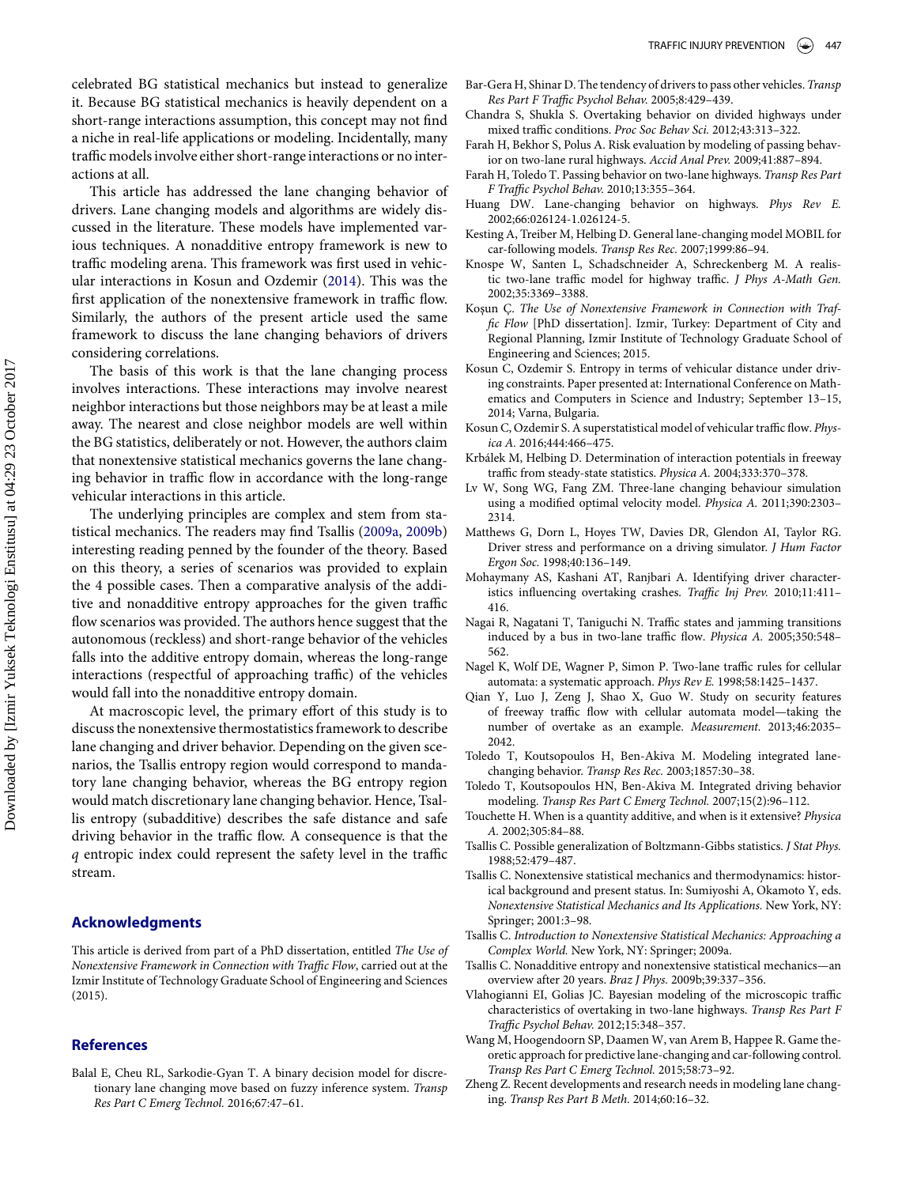celebrated BG statistical mechanics but instead to generalize it. Because BG statistical mechanics is heavily dependent on a short-range interactions assumption, this concept may not find a niche in real-life applications or modeling. Incidentally, many traffic models involve either short-range interactions or no interactions at all.

This article has addressed the lane changing behavior of drivers. Lane changing models and algorithms are widely discussed in the literature. These models have implemented various techniques. A nonadditive entropy framework is new to traffic modeling arena. This framework was first used in vehicular interactions in Kosun and Ozdemir (2014). This was the first application of the nonextensive framework in traffic flow. Similarly, the authors of the present article used the same framework to discuss the lane changing behaviors of drivers considering correlations.

The basis of this work is that the lane changing process involves interactions. These interactions may involve nearest neighbor interactions but those neighbors may be at least a mile away. The nearest and close neighbor models are well within the BG statistics, deliberately or not. However, the authors claim that nonextensive statistical mechanics governs the lane changing behavior in traffic flow in accordance with the long-range vehicular interactions in this article.

The underlying principles are complex and stem from statistical mechanics. The readers may find Tsallis (2009a, 2009b) interesting reading penned by the founder of the theory. Based on this theory, a series of scenarios was provided to explain the 4 possible cases. Then a comparative analysis of the additive and nonadditive entropy approaches for the given traffic flow scenarios was provided. The authors hence suggest that the autonomous (reckless) and short-range behavior of the vehicles falls into the additive entropy domain, whereas the long-range interactions (respectful of approaching traffic) of the vehicles would fall into the nonadditive entropy domain.

At macroscopic level, the primary effort of this study is to discuss the nonextensive thermostatistics framework to describe lane changing and driver behavior. Depending on the given scenarios, the Tsallis entropy region would correspond to mandatory lane changing behavior, whereas the BG entropy region would match discretionary lane changing behavior. Hence, Tsallis entropy (subadditive) describes the safe distance and safe driving behavior in the traffic flow. A consequence is that the $q$ entropic index could represent the safety level in the traffic stream.

## Acknowledgments

This article is derived from part of a PhD dissertation, entitled *The Use of Nonextensive Framework in Connection with Traffic Flow*, carried out at the Izmir Institute of Technology Graduate School of Engineering and Sciences (2015).

## References

Balal E, Cheu RL, Sarkodie-Gyan T. A binary decision model for discretionary lane changing move based on fuzzy inference system. *Transp Res Part C Emerg Technol.* 2016;67:47–61.

Bar-Gera H, Shinar D. The tendency of drivers to pass other vehicles. *Transp Res Part F Traffic Psychol Behav.* 2005;8:429–439.

Chandra S, Shukla S. Overtaking behavior on divided highways under mixed traffic conditions. *Proc Soc Behav Sci.* 2012;43:313–322.

Farah H, Bekhor S, Polus A. Risk evaluation by modeling of passing behavior on two-lane rural highways. *Accid Anal Prev.* 2009;41:887–894.

Farah H, Toledo T. Passing behavior on two-lane highways. *Transp Res Part F Traffic Psychol Behav.* 2010;13:355–364.

Huang DW. Lane-changing behavior on highways. *Phys Rev E.* 2002;66:026124-1.026124-5.

Kesting A, Treiber M, Helbing D. General lane-changing model MOBIL for car-following models. *Transp Res Rec.* 2007;1999:86–94.

Knospe W, Santen L, Schadschneider A, Schreckenberg M. A realistic two-lane traffic model for highway traffic. *J Phys A-Math Gen.* 2002;35:3369–3388.

Koşun Ç. *The Use of Nonextensive Framework in Connection with Traffic Flow* [PhD dissertation]. Izmir, Turkey: Department of City and Regional Planning, Izmir Institute of Technology Graduate School of Engineering and Sciences; 2015.

Kosun C, Ozdemir S. Entropy in terms of vehicular distance under driving constraints. Paper presented at: International Conference on Mathematics and Computers in Science and Industry; September 13–15, 2014; Varna, Bulgaria.

Kosun C, Ozdemir S. A superstatistical model of vehicular traffic flow. *Physica A.* 2016;444:466–475.

Krbálek M, Helbing D. Determination of interaction potentials in freeway traffic from steady-state statistics. *Physica A.* 2004;333:370–378.

Lv W, Song WG, Fang ZM. Three-lane changing behaviour simulation using a modified optimal velocity model. *Physica A.* 2011;390:2303–2314.

Matthews G, Dorn L, Hoyes TW, Davies DR, Glendon AI, Taylor RG. Driver stress and performance on a driving simulator. *J Hum Factor Ergon Soc.* 1998;40:136–149.

Mohaymany AS, Kashani AT, Ranjbari A. Identifying driver characteristics influencing overtaking crashes. *Traffic Inj Prev.* 2010;11:411–416.

Nagai R, Nagatani T, Taniguchi N. Traffic states and jamming transitions induced by a bus in two-lane traffic flow. *Physica A.* 2005;350:548–562.

Nagel K, Wolf DE, Wagner P, Simon P. Two-lane traffic rules for cellular automata: a systematic approach. *Phys Rev E.* 1998;58:1425–1437.

Qian Y, Luo J, Zeng J, Shao X, Guo W. Study on security features of freeway traffic flow with cellular automata model—taking the number of overtake as an example. *Measurement.* 2013;46:2035–2042.

Toledo T, Koutsopoulos H, Ben-Akiva M. Modeling integrated lane-changing behavior. *Transp Res Rec.* 2003;1857:30–38.

Toledo T, Koutsopoulos HN, Ben-Akiva M. Integrated driving behavior modeling. *Transp Res Part C Emerg Technol.* 2007;15(2):96–112.

Touchette H. When is a quantity additive, and when is it extensive? *Physica A.* 2002;305:84–88.

Tsallis C. Possible generalization of Boltzmann-Gibbs statistics. *J Stat Phys.* 1988;52:479–487.

Tsallis C. Nonextensive statistical mechanics and thermodynamics: historical background and present status. In: Sumiyoshi A, Okamoto Y, eds. *Nonextensive Statistical Mechanics and Its Applications.* New York, NY: Springer; 2001:3–98.

Tsallis C. *Introduction to Nonextensive Statistical Mechanics: Approaching a Complex World.* New York, NY: Springer; 2009a.

Tsallis C. Nonadditive entropy and nonextensive statistical mechanics—an overview after 20 years. *Braz J Phys.* 2009b;39:337–356.

Vlahogianni EI, Golias JC. Bayesian modeling of the microscopic traffic characteristics of overtaking in two-lane highways. *Transp Res Part F Traffic Psychol Behav.* 2012;15:348–357.

Wang M, Hoogendoorn SP, Daamen W, van Arem B, Happee R. Game theoretic approach for predictive lane-changing and car-following control. *Transp Res Part C Emerg Technol.* 2015;58:73–92.

Zheng Z. Recent developments and research needs in modeling lane changing. *Transp Res Part B Meth.* 2014;60:16–32.